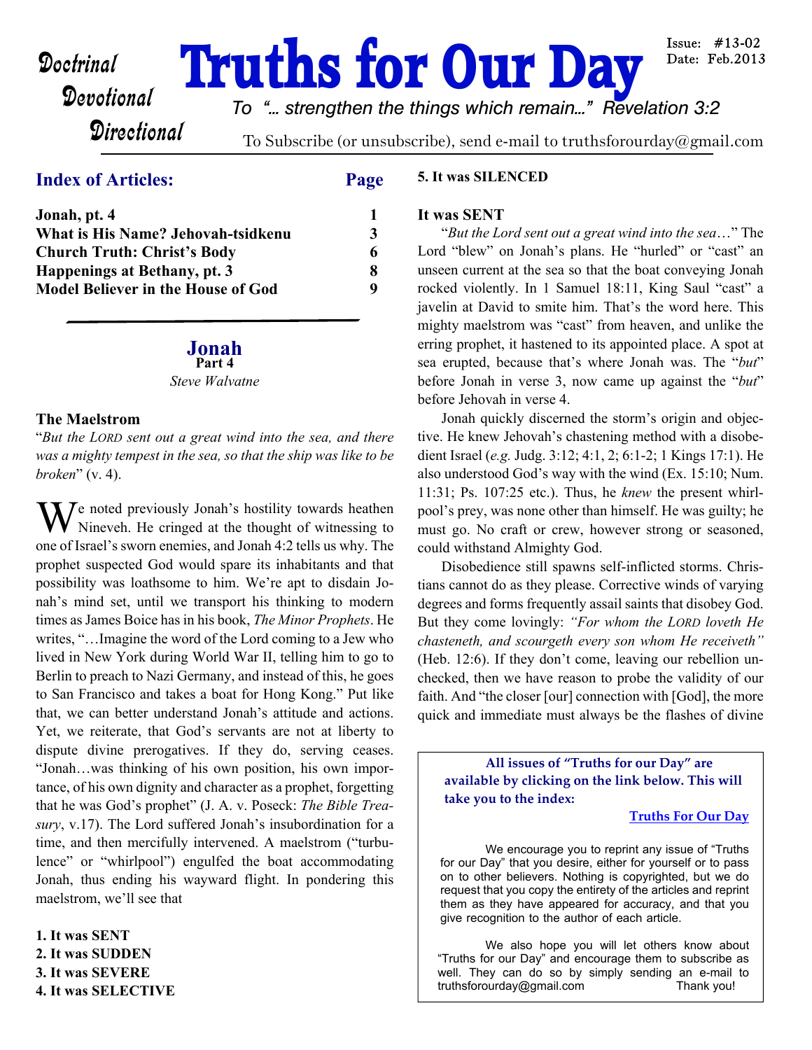# Truths for Our Day

*Doctrinal*
*Devotional*
*Directional*

Issue: #13-02
Date: Feb.2013

*To "… strengthen the things which remain…" Revelation 3:2*

To Subscribe (or unsubscribe), send e-mail to truthsforourday@gmail.com

## Index of Articles:

| | Page |
|---|---|
| **Jonah, pt. 4** | **1** |
| **What is His Name? Jehovah-tsidkenu** | **3** |
| **Church Truth: Christ's Body** | **6** |
| **Happenings at Bethany, pt. 3** | **8** |
| **Model Believer in the House of God** | **9** |

## Jonah
**Part 4**

*Steve Walvatne*

### The Maelstrom

"*But the LORD sent out a great wind into the sea, and there was a mighty tempest in the sea, so that the ship was like to be broken*" (v. 4).

We noted previously Jonah's hostility towards heathen Nineveh. He cringed at the thought of witnessing to one of Israel's sworn enemies, and Jonah 4:2 tells us why. The prophet suspected God would spare its inhabitants and that possibility was loathsome to him. We're apt to disdain Jonah's mind set, until we transport his thinking to modern times as James Boice has in his book, *The Minor Prophets*. He writes, "…Imagine the word of the Lord coming to a Jew who lived in New York during World War II, telling him to go to Berlin to preach to Nazi Germany, and instead of this, he goes to San Francisco and takes a boat for Hong Kong." Put like that, we can better understand Jonah's attitude and actions. Yet, we reiterate, that God's servants are not at liberty to dispute divine prerogatives. If they do, serving ceases. "Jonah…was thinking of his own position, his own importance, of his own dignity and character as a prophet, forgetting that he was God's prophet" (J. A. v. Poseck: *The Bible Treasury*, v.17). The Lord suffered Jonah's insubordination for a time, and then mercifully intervened. A maelstrom ("turbulence" or "whirlpool") engulfed the boat accommodating Jonah, thus ending his wayward flight. In pondering this maelstrom, we'll see that

**1. It was SENT**
**2. It was SUDDEN**
**3. It was SEVERE**
**4. It was SELECTIVE**
**5. It was SILENCED**

### It was SENT

"*But the Lord sent out a great wind into the sea*…" The Lord "blew" on Jonah's plans. He "hurled" or "cast" an unseen current at the sea so that the boat conveying Jonah rocked violently. In 1 Samuel 18:11, King Saul "cast" a javelin at David to smite him. That's the word here. This mighty maelstrom was "cast" from heaven, and unlike the erring prophet, it hastened to its appointed place. A spot at sea erupted, because that's where Jonah was. The "*but*" before Jonah in verse 3, now came up against the "*but*" before Jehovah in verse 4.

Jonah quickly discerned the storm's origin and objective. He knew Jehovah's chastening method with a disobedient Israel (*e.g.* Judg. 3:12; 4:1, 2; 6:1-2; 1 Kings 17:1). He also understood God's way with the wind (Ex. 15:10; Num. 11:31; Ps. 107:25 etc.). Thus, he *knew* the present whirlpool's prey, was none other than himself. He was guilty; he must go. No craft or crew, however strong or seasoned, could withstand Almighty God.

Disobedience still spawns self-inflicted storms. Christians cannot do as they please. Corrective winds of varying degrees and forms frequently assail saints that disobey God. But they come lovingly: *"For whom the LORD loveth He chasteneth, and scourgeth every son whom He receiveth"* (Heb. 12:6). If they don't come, leaving our rebellion unchecked, then we have reason to probe the validity of our faith. And "the closer [our] connection with [God], the more quick and immediate must always be the flashes of divine

---

**All issues of "Truths for our Day" are available by clicking on the link below. This will take you to the index:**

**Truths For Our Day**

We encourage you to reprint any issue of "Truths for our Day" that you desire, either for yourself or to pass on to other believers. Nothing is copyrighted, but we do request that you copy the entirety of the articles and reprint them as they have appeared for accuracy, and that you give recognition to the author of each article.

We also hope you will let others know about "Truths for our Day" and encourage them to subscribe as well. They can do so by simply sending an e-mail to truthsforourday@gmail.com Thank you!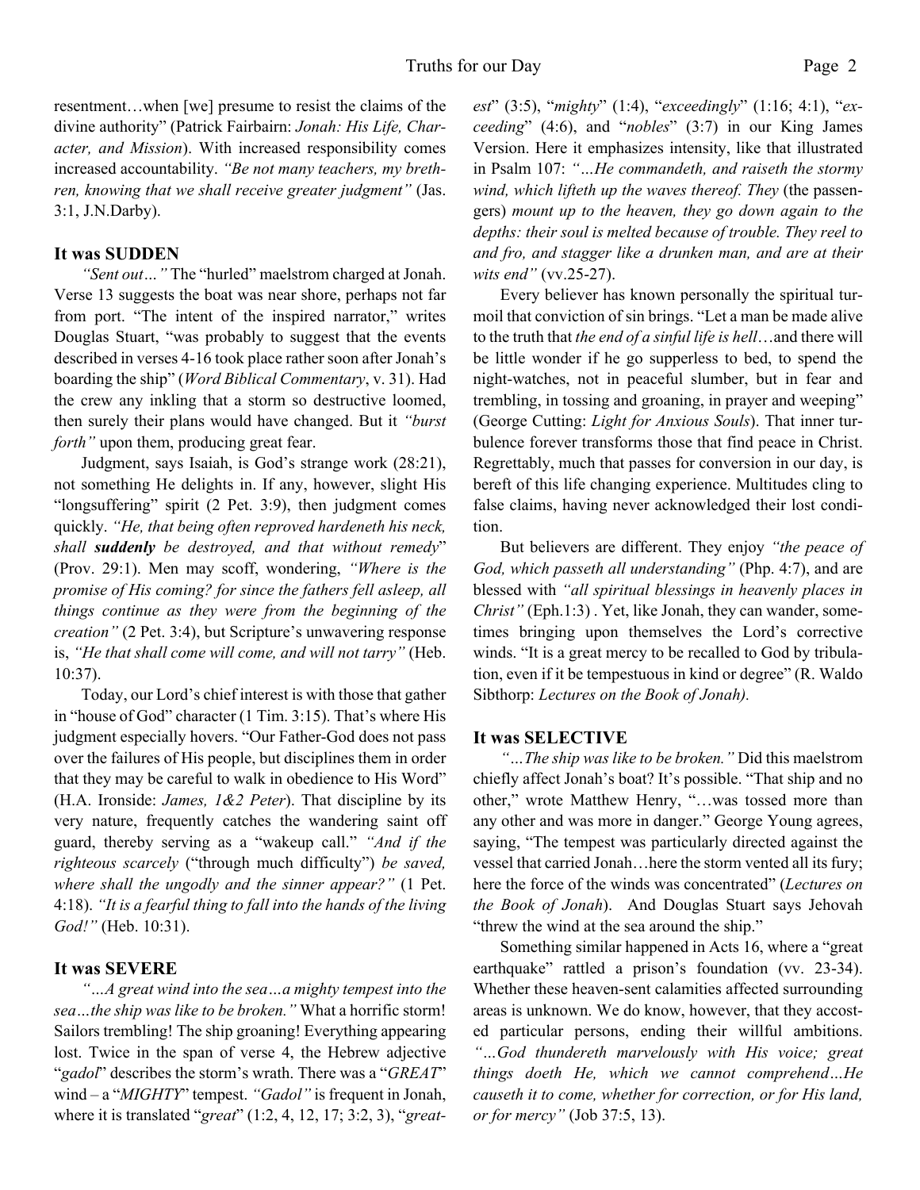resentment…when [we] presume to resist the claims of the divine authority" (Patrick Fairbairn: *Jonah: His Life, Character, and Mission*). With increased responsibility comes increased accountability. *"Be not many teachers, my brethren, knowing that we shall receive greater judgment"* (Jas. 3:1, J.N.Darby).

### It was SUDDEN

*"Sent out…"* The "hurled" maelstrom charged at Jonah. Verse 13 suggests the boat was near shore, perhaps not far from port. "The intent of the inspired narrator," writes Douglas Stuart, "was probably to suggest that the events described in verses 4-16 took place rather soon after Jonah's boarding the ship" (*Word Biblical Commentary*, v. 31). Had the crew any inkling that a storm so destructive loomed, then surely their plans would have changed. But it *"burst forth"* upon them, producing great fear.

Judgment, says Isaiah, is God's strange work (28:21), not something He delights in. If any, however, slight His "longsuffering" spirit (2 Pet. 3:9), then judgment comes quickly. *"He, that being often reproved hardeneth his neck, shall **suddenly** be destroyed, and that without remedy"* (Prov. 29:1). Men may scoff, wondering, *"Where is the promise of His coming? for since the fathers fell asleep, all things continue as they were from the beginning of the creation"* (2 Pet. 3:4), but Scripture's unwavering response is, *"He that shall come will come, and will not tarry"* (Heb. 10:37).

Today, our Lord's chief interest is with those that gather in "house of God" character (1 Tim. 3:15). That's where His judgment especially hovers. "Our Father-God does not pass over the failures of His people, but disciplines them in order that they may be careful to walk in obedience to His Word" (H.A. Ironside: *James, 1&2 Peter*). That discipline by its very nature, frequently catches the wandering saint off guard, thereby serving as a "wakeup call." *"And if the righteous scarcely* ("through much difficulty") *be saved, where shall the ungodly and the sinner appear?"* (1 Pet. 4:18). *"It is a fearful thing to fall into the hands of the living God!"* (Heb. 10:31).

### It was SEVERE

*"…A great wind into the sea…a mighty tempest into the sea…the ship was like to be broken."* What a horrific storm! Sailors trembling! The ship groaning! Everything appearing lost. Twice in the span of verse 4, the Hebrew adjective "*gadol*" describes the storm's wrath. There was a "*GREAT*" wind – a "*MIGHTY*" tempest. *"Gadol"* is frequent in Jonah, where it is translated "*great*" (1:2, 4, 12, 17; 3:2, 3), "*greatest*" (3:5), "*mighty*" (1:4), "*exceedingly*" (1:16; 4:1), "*exceeding*" (4:6), and "*nobles*" (3:7) in our King James Version. Here it emphasizes intensity, like that illustrated in Psalm 107: *"…He commandeth, and raiseth the stormy wind, which lifteth up the waves thereof. They* (the passengers) *mount up to the heaven, they go down again to the depths: their soul is melted because of trouble. They reel to and fro, and stagger like a drunken man, and are at their wits end"* (vv.25-27).

Every believer has known personally the spiritual turmoil that conviction of sin brings. "Let a man be made alive to the truth that *the end of a sinful life is hell*…and there will be little wonder if he go supperless to bed, to spend the night-watches, not in peaceful slumber, but in fear and trembling, in tossing and groaning, in prayer and weeping" (George Cutting: *Light for Anxious Souls*). That inner turbulence forever transforms those that find peace in Christ. Regrettably, much that passes for conversion in our day, is bereft of this life changing experience. Multitudes cling to false claims, having never acknowledged their lost condition.

But believers are different. They enjoy *"the peace of God, which passeth all understanding"* (Php. 4:7), and are blessed with *"all spiritual blessings in heavenly places in Christ"* (Eph.1:3) . Yet, like Jonah, they can wander, sometimes bringing upon themselves the Lord's corrective winds. "It is a great mercy to be recalled to God by tribulation, even if it be tempestuous in kind or degree" (R. Waldo Sibthorp: *Lectures on the Book of Jonah).*

### It was SELECTIVE

*"…The ship was like to be broken."* Did this maelstrom chiefly affect Jonah's boat? It's possible. "That ship and no other," wrote Matthew Henry, "…was tossed more than any other and was more in danger." George Young agrees, saying, "The tempest was particularly directed against the vessel that carried Jonah…here the storm vented all its fury; here the force of the winds was concentrated" (*Lectures on the Book of Jonah*). And Douglas Stuart says Jehovah "threw the wind at the sea around the ship."

Something similar happened in Acts 16, where a "great earthquake" rattled a prison's foundation (vv. 23-34). Whether these heaven-sent calamities affected surrounding areas is unknown. We do know, however, that they accosted particular persons, ending their willful ambitions. *"…God thundereth marvelously with His voice; great things doeth He, which we cannot comprehend…He causeth it to come, whether for correction, or for His land, or for mercy"* (Job 37:5, 13).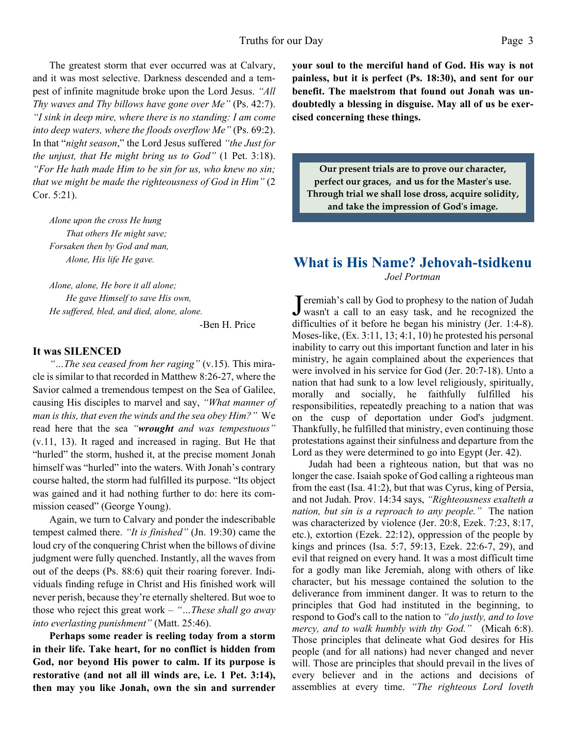The greatest storm that ever occurred was at Calvary, and it was most selective. Darkness descended and a tempest of infinite magnitude broke upon the Lord Jesus. *"All Thy waves and Thy billows have gone over Me"* (Ps. 42:7). *"I sink in deep mire, where there is no standing: I am come into deep waters, where the floods overflow Me"* (Ps. 69:2). In that "*night season*," the Lord Jesus suffered *"the Just for the unjust, that He might bring us to God"* (1 Pet. 3:18). *"For He hath made Him to be sin for us, who knew no sin; that we might be made the righteousness of God in Him"* (2 Cor. 5:21).

*Alone upon the cross He hung*  
*That others He might save;*  
*Forsaken then by God and man,*  
*Alone, His life He gave.*

*Alone, alone, He bore it all alone;*  
*He gave Himself to save His own,*  
*He suffered, bled, and died, alone, alone.*

-Ben H. Price

#### It was SILENCED

*"…The sea ceased from her raging"* (v.15). This miracle is similar to that recorded in Matthew 8:26-27, where the Savior calmed a tremendous tempest on the Sea of Galilee, causing His disciples to marvel and say, *"What manner of man is this, that even the winds and the sea obey Him?"* We read here that the sea *"**wrought** and was tempestuous"* (v.11, 13). It raged and increased in raging. But He that "hurled" the storm, hushed it, at the precise moment Jonah himself was "hurled" into the waters. With Jonah's contrary course halted, the storm had fulfilled its purpose. "Its object was gained and it had nothing further to do: here its commission ceased" (George Young).

Again, we turn to Calvary and ponder the indescribable tempest calmed there. *"It is finished"* (Jn. 19:30) came the loud cry of the conquering Christ when the billows of divine judgment were fully quenched. Instantly, all the waves from out of the deeps (Ps. 88:6) quit their roaring forever. Individuals finding refuge in Christ and His finished work will never perish, because they're eternally sheltered. But woe to those who reject this great work – *"…These shall go away into everlasting punishment"* (Matt. 25:46).

**Perhaps some reader is reeling today from a storm in their life. Take heart, for no conflict is hidden from God, nor beyond His power to calm. If its purpose is restorative (and not all ill winds are, i.e. 1 Pet. 3:14), then may you like Jonah, own the sin and surrender your soul to the merciful hand of God. His way is not painless, but it is perfect (Ps. 18:30), and sent for our benefit. The maelstrom that found out Jonah was undoubtedly a blessing in disguise. May all of us be exercised concerning these things.**

> **Our present trials are to prove our character, perfect our graces, and us for the Master's use. Through trial we shall lose dross, acquire solidity, and take the impression of God's image.**

## What is His Name? Jehovah-tsidkenu

*Joel Portman*

Jeremiah's call by God to prophesy to the nation of Judah wasn't a call to an easy task, and he recognized the difficulties of it before he began his ministry (Jer. 1:4-8). Moses-like, (Ex. 3:11, 13; 4:1, 10) he protested his personal inability to carry out this important function and later in his ministry, he again complained about the experiences that were involved in his service for God (Jer. 20:7-18). Unto a nation that had sunk to a low level religiously, spiritually, morally and socially, he faithfully fulfilled his responsibilities, repeatedly preaching to a nation that was on the cusp of deportation under God's judgment. Thankfully, he fulfilled that ministry, even continuing those protestations against their sinfulness and departure from the Lord as they were determined to go into Egypt (Jer. 42).

Judah had been a righteous nation, but that was no longer the case. Isaiah spoke of God calling a righteous man from the east (Isa. 41:2), but that was Cyrus, king of Persia, and not Judah. Prov. 14:34 says, *"Righteousness exalteth a nation, but sin is a reproach to any people."* The nation was characterized by violence (Jer. 20:8, Ezek. 7:23, 8:17, etc.), extortion (Ezek. 22:12), oppression of the people by kings and princes (Isa. 5:7, 59:13, Ezek. 22:6-7, 29), and evil that reigned on every hand. It was a most difficult time for a godly man like Jeremiah, along with others of like character, but his message contained the solution to the deliverance from imminent danger. It was to return to the principles that God had instituted in the beginning, to respond to God's call to the nation to *"do justly, and to love mercy, and to walk humbly with thy God."* (Micah 6:8). Those principles that delineate what God desires for His people (and for all nations) had never changed and never will. Those are principles that should prevail in the lives of every believer and in the actions and decisions of assemblies at every time. *"The righteous Lord loveth*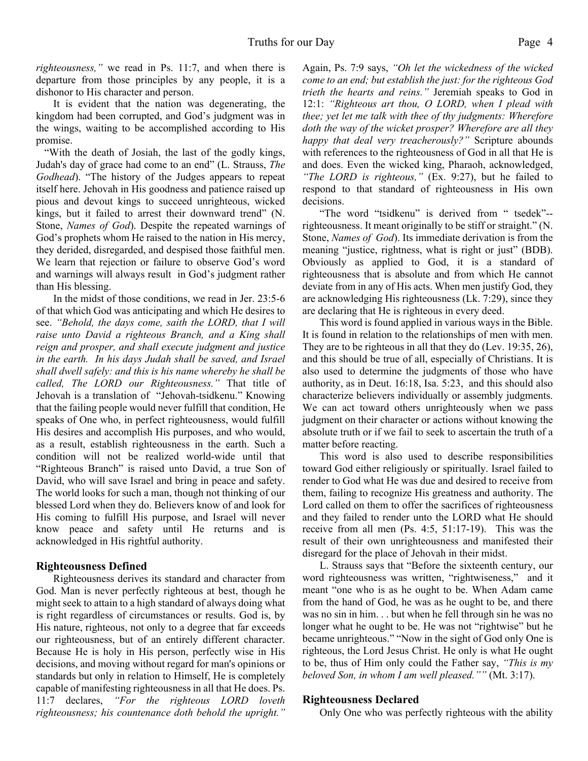*righteousness,"* we read in Ps. 11:7, and when there is departure from those principles by any people, it is a dishonor to His character and person.

It is evident that the nation was degenerating, the kingdom had been corrupted, and God's judgment was in the wings, waiting to be accomplished according to His promise.

"With the death of Josiah, the last of the godly kings, Judah's day of grace had come to an end" (L. Strauss, *The Godhead*). "The history of the Judges appears to repeat itself here. Jehovah in His goodness and patience raised up pious and devout kings to succeed unrighteous, wicked kings, but it failed to arrest their downward trend" (N. Stone, *Names of God*). Despite the repeated warnings of God's prophets whom He raised to the nation in His mercy, they derided, disregarded, and despised those faithful men. We learn that rejection or failure to observe God's word and warnings will always result in God's judgment rather than His blessing.

In the midst of those conditions, we read in Jer. 23:5-6 of that which God was anticipating and which He desires to see. *"Behold, the days come, saith the LORD, that I will raise unto David a righteous Branch, and a King shall reign and prosper, and shall execute judgment and justice in the earth. In his days Judah shall be saved, and Israel shall dwell safely: and this is his name whereby he shall be called, The LORD our Righteousness."* That title of Jehovah is a translation of "Jehovah-tsidkenu." Knowing that the failing people would never fulfill that condition, He speaks of One who, in perfect righteousness, would fulfill His desires and accomplish His purposes, and who would, as a result, establish righteousness in the earth. Such a condition will not be realized world-wide until that "Righteous Branch" is raised unto David, a true Son of David, who will save Israel and bring in peace and safety. The world looks for such a man, though not thinking of our blessed Lord when they do. Believers know of and look for His coming to fulfill His purpose, and Israel will never know peace and safety until He returns and is acknowledged in His rightful authority.

### Righteousness Defined

Righteousness derives its standard and character from God. Man is never perfectly righteous at best, though he might seek to attain to a high standard of always doing what is right regardless of circumstances or results. God is, by His nature, righteous, not only to a degree that far exceeds our righteousness, but of an entirely different character. Because He is holy in His person, perfectly wise in His decisions, and moving without regard for man's opinions or standards but only in relation to Himself, He is completely capable of manifesting righteousness in all that He does. Ps. 11:7 declares, *"For the righteous LORD loveth righteousness; his countenance doth behold the upright."* Again, Ps. 7:9 says, *"Oh let the wickedness of the wicked come to an end; but establish the just: for the righteous God trieth the hearts and reins."* Jeremiah speaks to God in 12:1: *"Righteous art thou, O LORD, when I plead with thee; yet let me talk with thee of thy judgments: Wherefore doth the way of the wicket prosper? Wherefore are all they happy that deal very treacherously?"* Scripture abounds with references to the righteousness of God in all that He is and does. Even the wicked king, Pharaoh, acknowledged, *"The LORD is righteous,"* (Ex. 9:27), but he failed to respond to that standard of righteousness in His own decisions.

"The word "tsidkenu" is derived from " tsedek"-- righteousness. It meant originally to be stiff or straight." (N. Stone, *Names of God*). Its immediate derivation is from the meaning "justice, rightness, what is right or just" (BDB). Obviously as applied to God, it is a standard of righteousness that is absolute and from which He cannot deviate from in any of His acts. When men justify God, they are acknowledging His righteousness (Lk. 7:29), since they are declaring that He is righteous in every deed.

This word is found applied in various ways in the Bible. It is found in relation to the relationships of men with men. They are to be righteous in all that they do (Lev. 19:35, 26), and this should be true of all, especially of Christians. It is also used to determine the judgments of those who have authority, as in Deut. 16:18, Isa. 5:23, and this should also characterize believers individually or assembly judgments. We can act toward others unrighteously when we pass judgment on their character or actions without knowing the absolute truth or if we fail to seek to ascertain the truth of a matter before reacting.

This word is also used to describe responsibilities toward God either religiously or spiritually. Israel failed to render to God what He was due and desired to receive from them, failing to recognize His greatness and authority. The Lord called on them to offer the sacrifices of righteousness and they failed to render unto the LORD what He should receive from all men (Ps. 4:5, 51:17-19). This was the result of their own unrighteousness and manifested their disregard for the place of Jehovah in their midst.

L. Strauss says that "Before the sixteenth century, our word righteousness was written, "rightwiseness," and it meant "one who is as he ought to be. When Adam came from the hand of God, he was as he ought to be, and there was no sin in him. . . but when he fell through sin he was no longer what he ought to be. He was not "rightwise" but he became unrighteous." "Now in the sight of God only One is righteous, the Lord Jesus Christ. He only is what He ought to be, thus of Him only could the Father say, *"This is my beloved Son, in whom I am well pleased.""* (Mt. 3:17).

### Righteousness Declared

Only One who was perfectly righteous with the ability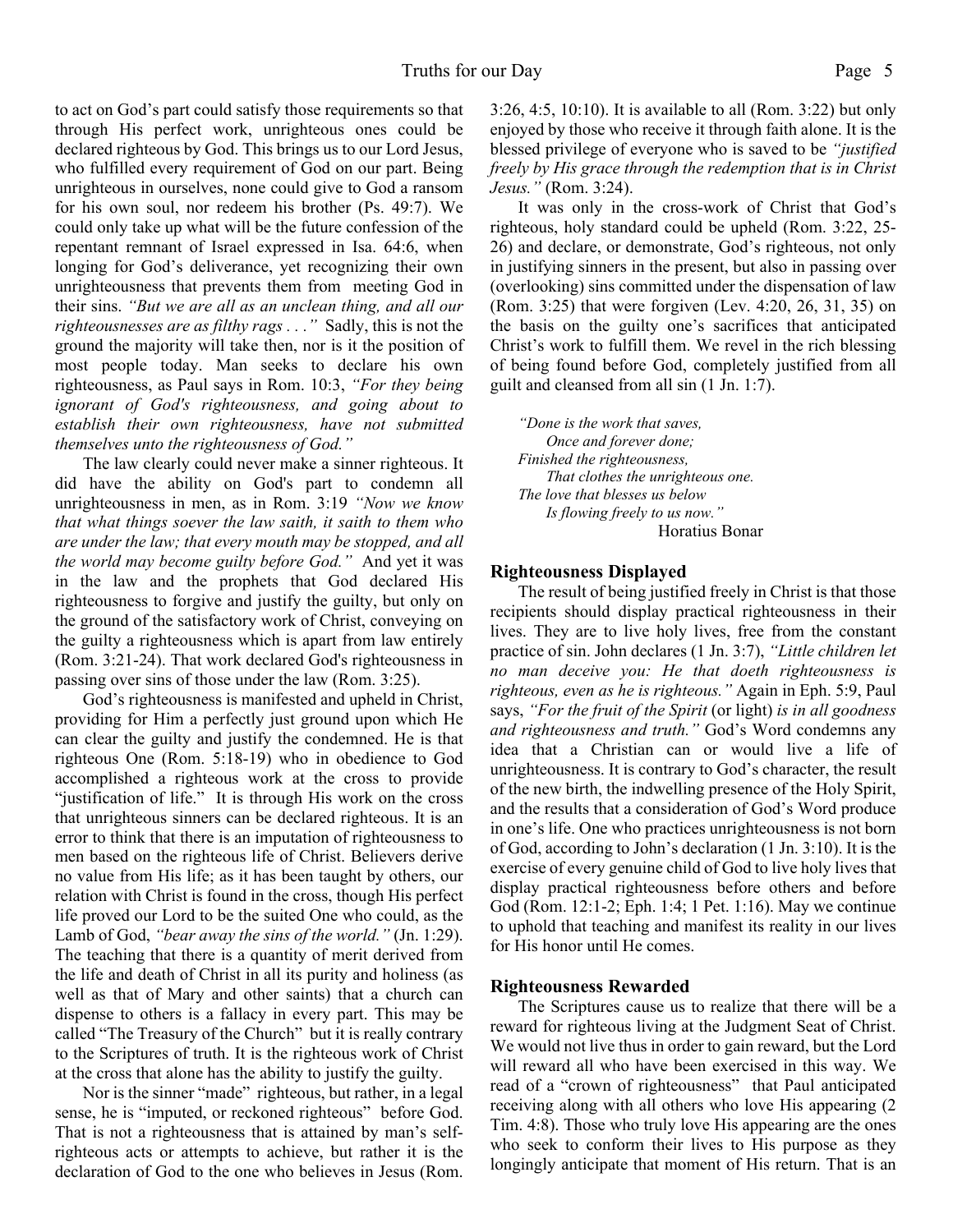to act on God's part could satisfy those requirements so that through His perfect work, unrighteous ones could be declared righteous by God. This brings us to our Lord Jesus, who fulfilled every requirement of God on our part. Being unrighteous in ourselves, none could give to God a ransom for his own soul, nor redeem his brother (Ps. 49:7). We could only take up what will be the future confession of the repentant remnant of Israel expressed in Isa. 64:6, when longing for God's deliverance, yet recognizing their own unrighteousness that prevents them from meeting God in their sins. *"But we are all as an unclean thing, and all our righteousnesses are as filthy rags . . ."* Sadly, this is not the ground the majority will take then, nor is it the position of most people today. Man seeks to declare his own righteousness, as Paul says in Rom. 10:3, *"For they being ignorant of God's righteousness, and going about to establish their own righteousness, have not submitted themselves unto the righteousness of God."*

The law clearly could never make a sinner righteous. It did have the ability on God's part to condemn all unrighteousness in men, as in Rom. 3:19 *"Now we know that what things soever the law saith, it saith to them who are under the law; that every mouth may be stopped, and all the world may become guilty before God."* And yet it was in the law and the prophets that God declared His righteousness to forgive and justify the guilty, but only on the ground of the satisfactory work of Christ, conveying on the guilty a righteousness which is apart from law entirely (Rom. 3:21-24). That work declared God's righteousness in passing over sins of those under the law (Rom. 3:25).

God's righteousness is manifested and upheld in Christ, providing for Him a perfectly just ground upon which He can clear the guilty and justify the condemned. He is that righteous One (Rom. 5:18-19) who in obedience to God accomplished a righteous work at the cross to provide "justification of life." It is through His work on the cross that unrighteous sinners can be declared righteous. It is an error to think that there is an imputation of righteousness to men based on the righteous life of Christ. Believers derive no value from His life; as it has been taught by others, our relation with Christ is found in the cross, though His perfect life proved our Lord to be the suited One who could, as the Lamb of God, *"bear away the sins of the world."* (Jn. 1:29). The teaching that there is a quantity of merit derived from the life and death of Christ in all its purity and holiness (as well as that of Mary and other saints) that a church can dispense to others is a fallacy in every part. This may be called "The Treasury of the Church" but it is really contrary to the Scriptures of truth. It is the righteous work of Christ at the cross that alone has the ability to justify the guilty.

Nor is the sinner "made" righteous, but rather, in a legal sense, he is "imputed, or reckoned righteous" before God. That is not a righteousness that is attained by man's self-righteous acts or attempts to achieve, but rather it is the declaration of God to the one who believes in Jesus (Rom. 3:26, 4:5, 10:10). It is available to all (Rom. 3:22) but only enjoyed by those who receive it through faith alone. It is the blessed privilege of everyone who is saved to be *"justified freely by His grace through the redemption that is in Christ Jesus."* (Rom. 3:24).

It was only in the cross-work of Christ that God's righteous, holy standard could be upheld (Rom. 3:22, 25-26) and declare, or demonstrate, God's righteous, not only in justifying sinners in the present, but also in passing over (overlooking) sins committed under the dispensation of law (Rom. 3:25) that were forgiven (Lev. 4:20, 26, 31, 35) on the basis on the guilty one's sacrifices that anticipated Christ's work to fulfill them. We revel in the rich blessing of being found before God, completely justified from all guilt and cleansed from all sin (1 Jn. 1:7).

*"Done is the work that saves,*
*Once and forever done;*
*Finished the righteousness,*
*That clothes the unrighteous one.*
*The love that blesses us below*
*Is flowing freely to us now."*
Horatius Bonar

### Righteousness Displayed

The result of being justified freely in Christ is that those recipients should display practical righteousness in their lives. They are to live holy lives, free from the constant practice of sin. John declares (1 Jn. 3:7), *"Little children let no man deceive you: He that doeth righteousness is righteous, even as he is righteous."* Again in Eph. 5:9, Paul says, *"For the fruit of the Spirit* (or light) *is in all goodness and righteousness and truth."* God's Word condemns any idea that a Christian can or would live a life of unrighteousness. It is contrary to God's character, the result of the new birth, the indwelling presence of the Holy Spirit, and the results that a consideration of God's Word produce in one's life. One who practices unrighteousness is not born of God, according to John's declaration (1 Jn. 3:10). It is the exercise of every genuine child of God to live holy lives that display practical righteousness before others and before God (Rom. 12:1-2; Eph. 1:4; 1 Pet. 1:16). May we continue to uphold that teaching and manifest its reality in our lives for His honor until He comes.

### Righteousness Rewarded

The Scriptures cause us to realize that there will be a reward for righteous living at the Judgment Seat of Christ. We would not live thus in order to gain reward, but the Lord will reward all who have been exercised in this way. We read of a "crown of righteousness" that Paul anticipated receiving along with all others who love His appearing (2 Tim. 4:8). Those who truly love His appearing are the ones who seek to conform their lives to His purpose as they longingly anticipate that moment of His return. That is an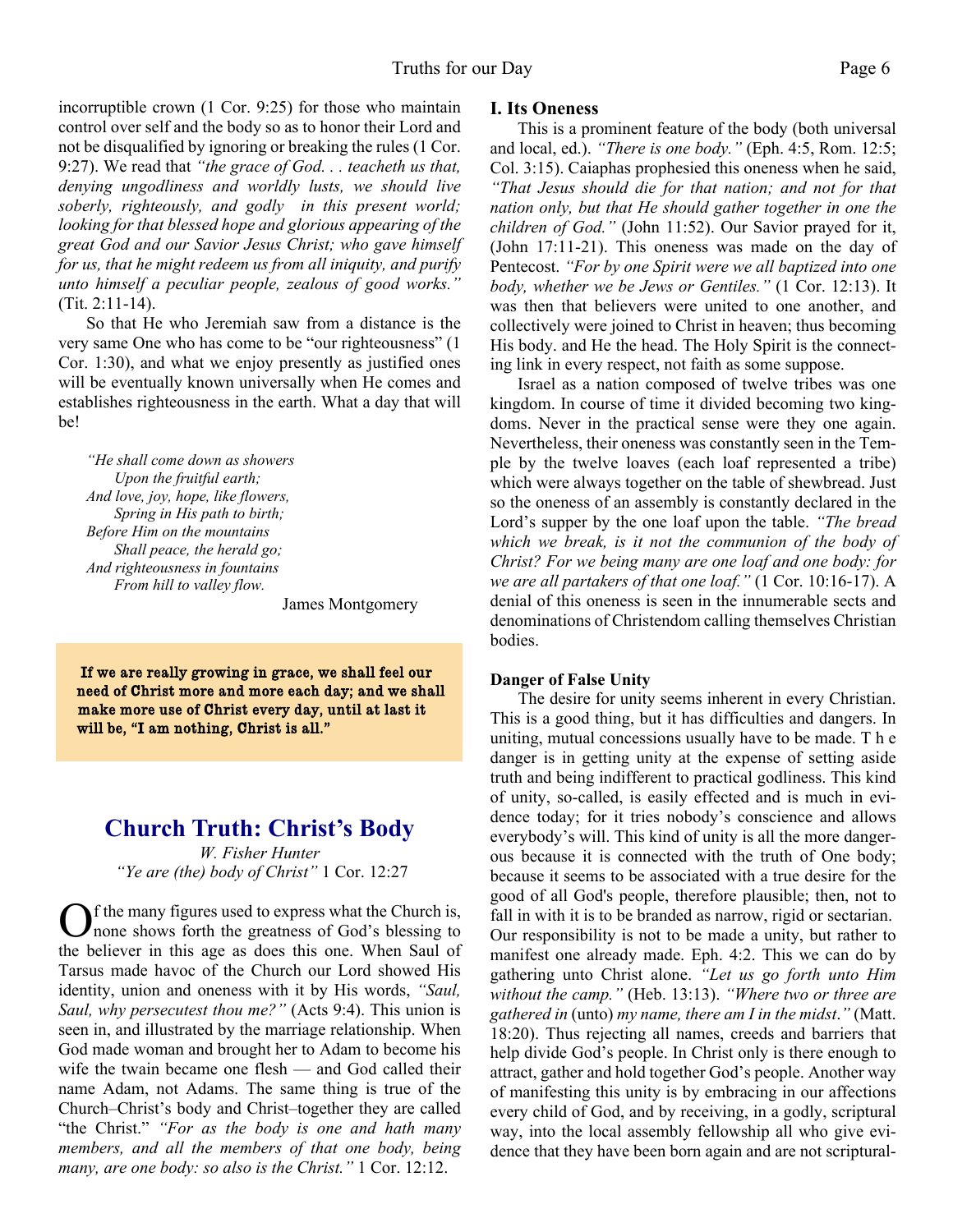incorruptible crown (1 Cor. 9:25) for those who maintain control over self and the body so as to honor their Lord and not be disqualified by ignoring or breaking the rules (1 Cor. 9:27). We read that *"the grace of God. . . teacheth us that, denying ungodliness and worldly lusts, we should live soberly, righteously, and godly in this present world; looking for that blessed hope and glorious appearing of the great God and our Savior Jesus Christ; who gave himself for us, that he might redeem us from all iniquity, and purify unto himself a peculiar people, zealous of good works."* (Tit. 2:11-14).

So that He who Jeremiah saw from a distance is the very same One who has come to be "our righteousness" (1 Cor. 1:30), and what we enjoy presently as justified ones will be eventually known universally when He comes and establishes righteousness in the earth. What a day that will be!

*"He shall come down as showers*
*Upon the fruitful earth;*
*And love, joy, hope, like flowers,*
*Spring in His path to birth;*
*Before Him on the mountains*
*Shall peace, the herald go;*
*And righteousness in fountains*
*From hill to valley flow.*

James Montgomery

**If we are really growing in grace, we shall feel our need of Christ more and more each day; and we shall make more use of Christ every day, until at last it will be, "I am nothing, Christ is all."**

## Church Truth: Christ's Body

*W. Fisher Hunter*

*"Ye are (the) body of Christ"* 1 Cor. 12:27

Of the many figures used to express what the Church is, none shows forth the greatness of God's blessing to the believer in this age as does this one. When Saul of Tarsus made havoc of the Church our Lord showed His identity, union and oneness with it by His words, *"Saul, Saul, why persecutest thou me?"* (Acts 9:4). This union is seen in, and illustrated by the marriage relationship. When God made woman and brought her to Adam to become his wife the twain became one flesh — and God called their name Adam, not Adams. The same thing is true of the Church–Christ's body and Christ–together they are called "the Christ." *"For as the body is one and hath many members, and all the members of that one body, being many, are one body: so also is the Christ."* 1 Cor. 12:12.

### I. Its Oneness

This is a prominent feature of the body (both universal and local, ed.). *"There is one body."* (Eph. 4:5, Rom. 12:5; Col. 3:15). Caiaphas prophesied this oneness when he said, *"That Jesus should die for that nation; and not for that nation only, but that He should gather together in one the children of God."* (John 11:52). Our Savior prayed for it, (John 17:11-21). This oneness was made on the day of Pentecost. *"For by one Spirit were we all baptized into one body, whether we be Jews or Gentiles."* (1 Cor. 12:13). It was then that believers were united to one another, and collectively were joined to Christ in heaven; thus becoming His body. and He the head. The Holy Spirit is the connecting link in every respect, not faith as some suppose.

Israel as a nation composed of twelve tribes was one kingdom. In course of time it divided becoming two kingdoms. Never in the practical sense were they one again. Nevertheless, their oneness was constantly seen in the Temple by the twelve loaves (each loaf represented a tribe) which were always together on the table of shewbread. Just so the oneness of an assembly is constantly declared in the Lord's supper by the one loaf upon the table. *"The bread which we break, is it not the communion of the body of Christ? For we being many are one loaf and one body: for we are all partakers of that one loaf."* (1 Cor. 10:16-17). A denial of this oneness is seen in the innumerable sects and denominations of Christendom calling themselves Christian bodies.

#### Danger of False Unity

The desire for unity seems inherent in every Christian. This is a good thing, but it has difficulties and dangers. In uniting, mutual concessions usually have to be made. The danger is in getting unity at the expense of setting aside truth and being indifferent to practical godliness. This kind of unity, so-called, is easily effected and is much in evidence today; for it tries nobody's conscience and allows everybody's will. This kind of unity is all the more dangerous because it is connected with the truth of One body; because it seems to be associated with a true desire for the good of all God's people, therefore plausible; then, not to fall in with it is to be branded as narrow, rigid or sectarian. Our responsibility is not to be made a unity, but rather to manifest one already made. Eph. 4:2. This we can do by gathering unto Christ alone. *"Let us go forth unto Him without the camp."* (Heb. 13:13). *"Where two or three are gathered in* (unto) *my name, there am I in the midst."* (Matt. 18:20). Thus rejecting all names, creeds and barriers that help divide God's people. In Christ only is there enough to attract, gather and hold together God's people. Another way of manifesting this unity is by embracing in our affections every child of God, and by receiving, in a godly, scriptural way, into the local assembly fellowship all who give evidence that they have been born again and are not scriptural-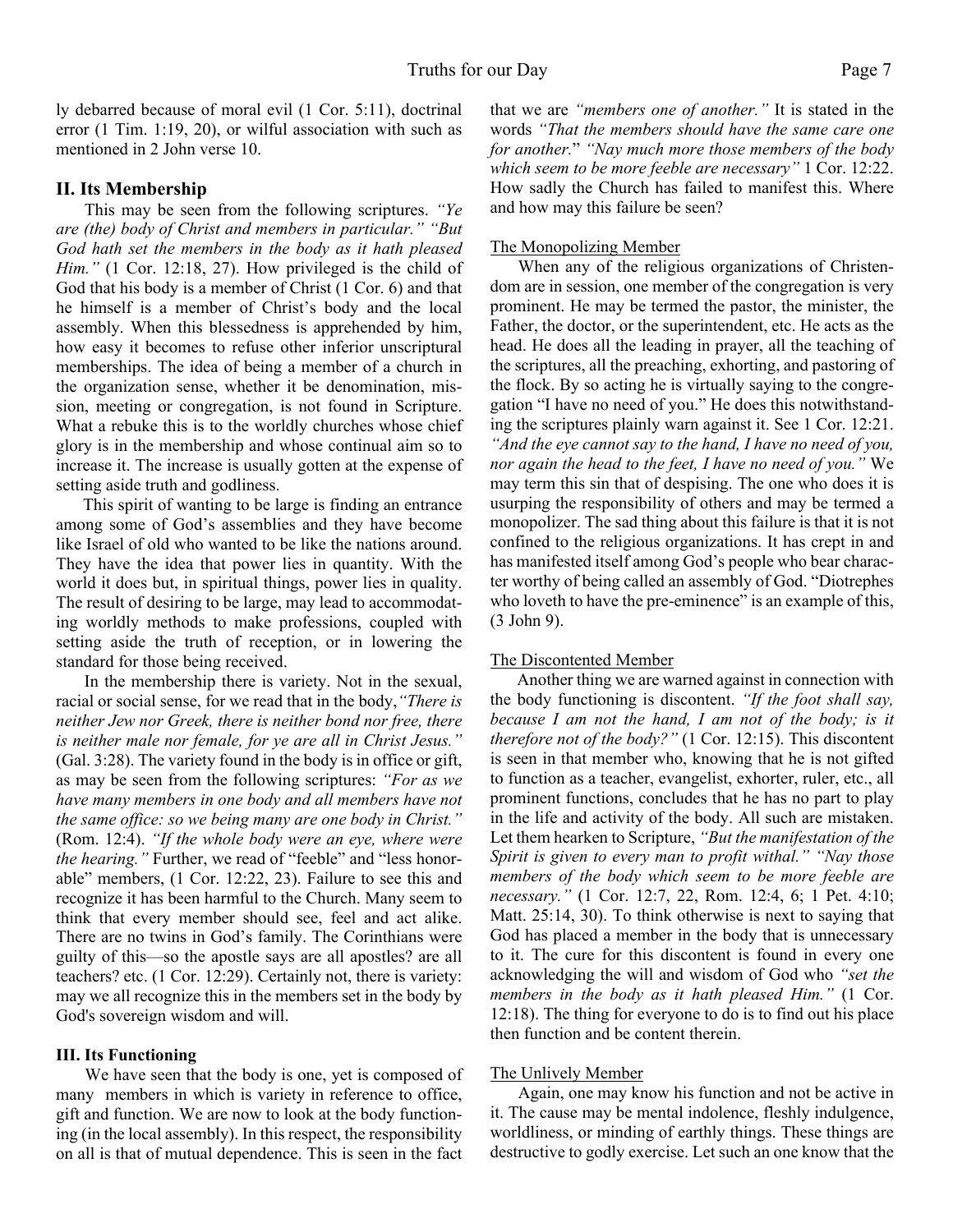ly debarred because of moral evil (1 Cor. 5:11), doctrinal error (1 Tim. 1:19, 20), or wilful association with such as mentioned in 2 John verse 10.

## II. Its Membership

This may be seen from the following scriptures. *"Ye are (the) body of Christ and members in particular." "But God hath set the members in the body as it hath pleased Him."* (1 Cor. 12:18, 27). How privileged is the child of God that his body is a member of Christ (1 Cor. 6) and that he himself is a member of Christ's body and the local assembly. When this blessedness is apprehended by him, how easy it becomes to refuse other inferior unscriptural memberships. The idea of being a member of a church in the organization sense, whether it be denomination, mission, meeting or congregation, is not found in Scripture. What a rebuke this is to the worldly churches whose chief glory is in the membership and whose continual aim so to increase it. The increase is usually gotten at the expense of setting aside truth and godliness.

This spirit of wanting to be large is finding an entrance among some of God's assemblies and they have become like Israel of old who wanted to be like the nations around. They have the idea that power lies in quantity. With the world it does but, in spiritual things, power lies in quality. The result of desiring to be large, may lead to accommodating worldly methods to make professions, coupled with setting aside the truth of reception, or in lowering the standard for those being received.

In the membership there is variety. Not in the sexual, racial or social sense, for we read that in the body, *"There is neither Jew nor Greek, there is neither bond nor free, there is neither male nor female, for ye are all in Christ Jesus."* (Gal. 3:28). The variety found in the body is in office or gift, as may be seen from the following scriptures: *"For as we have many members in one body and all members have not the same office: so we being many are one body in Christ."* (Rom. 12:4). *"If the whole body were an eye, where were the hearing."* Further, we read of "feeble" and "less honorable" members, (1 Cor. 12:22, 23). Failure to see this and recognize it has been harmful to the Church. Many seem to think that every member should see, feel and act alike. There are no twins in God's family. The Corinthians were guilty of this—so the apostle says are all apostles? are all teachers? etc. (1 Cor. 12:29). Certainly not, there is variety: may we all recognize this in the members set in the body by God's sovereign wisdom and will.

## III. Its Functioning

We have seen that the body is one, yet is composed of many members in which is variety in reference to office, gift and function. We are now to look at the body functioning (in the local assembly). In this respect, the responsibility on all is that of mutual dependence. This is seen in the fact that we are *"members one of another."* It is stated in the words *"That the members should have the same care one for another." "Nay much more those members of the body which seem to be more feeble are necessary"* 1 Cor. 12:22. How sadly the Church has failed to manifest this. Where and how may this failure be seen?

### The Monopolizing Member

When any of the religious organizations of Christendom are in session, one member of the congregation is very prominent. He may be termed the pastor, the minister, the Father, the doctor, or the superintendent, etc. He acts as the head. He does all the leading in prayer, all the teaching of the scriptures, all the preaching, exhorting, and pastoring of the flock. By so acting he is virtually saying to the congregation "I have no need of you." He does this notwithstanding the scriptures plainly warn against it. See 1 Cor. 12:21. *"And the eye cannot say to the hand, I have no need of you, nor again the head to the feet, I have no need of you."* We may term this sin that of despising. The one who does it is usurping the responsibility of others and may be termed a monopolizer. The sad thing about this failure is that it is not confined to the religious organizations. It has crept in and has manifested itself among God's people who bear character worthy of being called an assembly of God. "Diotrephes who loveth to have the pre-eminence" is an example of this, (3 John 9).

### The Discontented Member

Another thing we are warned against in connection with the body functioning is discontent. *"If the foot shall say, because I am not the hand, I am not of the body; is it therefore not of the body?"* (1 Cor. 12:15). This discontent is seen in that member who, knowing that he is not gifted to function as a teacher, evangelist, exhorter, ruler, etc., all prominent functions, concludes that he has no part to play in the life and activity of the body. All such are mistaken. Let them hearken to Scripture, *"But the manifestation of the Spirit is given to every man to profit withal." "Nay those members of the body which seem to be more feeble are necessary."* (1 Cor. 12:7, 22, Rom. 12:4, 6; 1 Pet. 4:10; Matt. 25:14, 30). To think otherwise is next to saying that God has placed a member in the body that is unnecessary to it. The cure for this discontent is found in every one acknowledging the will and wisdom of God who *"set the members in the body as it hath pleased Him."* (1 Cor. 12:18). The thing for everyone to do is to find out his place then function and be content therein.

### The Unlively Member

Again, one may know his function and not be active in it. The cause may be mental indolence, fleshly indulgence, worldliness, or minding of earthly things. These things are destructive to godly exercise. Let such an one know that the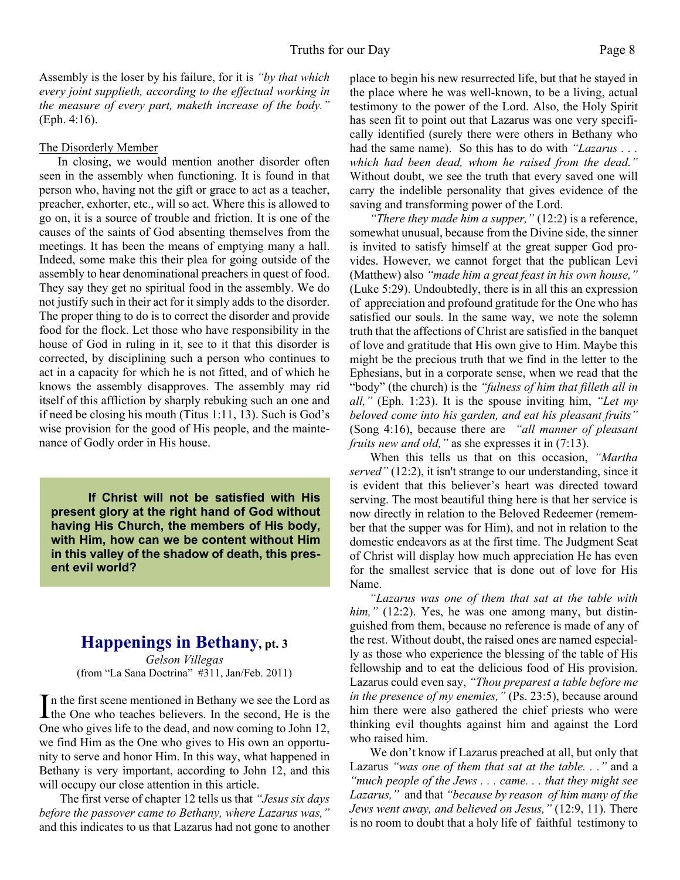Assembly is the loser by his failure, for it is *"by that which every joint supplieth, according to the effectual working in the measure of every part, maketh increase of the body."* (Eph. 4:16).

The Disorderly Member

In closing, we would mention another disorder often seen in the assembly when functioning. It is found in that person who, having not the gift or grace to act as a teacher, preacher, exhorter, etc., will so act. Where this is allowed to go on, it is a source of trouble and friction. It is one of the causes of the saints of God absenting themselves from the meetings. It has been the means of emptying many a hall. Indeed, some make this their plea for going outside of the assembly to hear denominational preachers in quest of food. They say they get no spiritual food in the assembly. We do not justify such in their act for it simply adds to the disorder. The proper thing to do is to correct the disorder and provide food for the flock. Let those who have responsibility in the house of God in ruling in it, see to it that this disorder is corrected, by disciplining such a person who continues to act in a capacity for which he is not fitted, and of which he knows the assembly disapproves. The assembly may rid itself of this affliction by sharply rebuking such an one and if need be closing his mouth (Titus 1:11, 13). Such is God's wise provision for the good of His people, and the maintenance of Godly order in His house.

**If Christ will not be satisfied with His present glory at the right hand of God without having His Church, the members of His body, with Him, how can we be content without Him in this valley of the shadow of death, this present evil world?**

## Happenings in Bethany, pt. 3

*Gelson Villegas*
(from "La Sana Doctrina" #311, Jan/Feb. 2011)

In the first scene mentioned in Bethany we see the Lord as the One who teaches believers. In the second, He is the One who gives life to the dead, and now coming to John 12, we find Him as the One who gives to His own an opportunity to serve and honor Him. In this way, what happened in Bethany is very important, according to John 12, and this will occupy our close attention in this article.

The first verse of chapter 12 tells us that *"Jesus six days before the passover came to Bethany, where Lazarus was,"* and this indicates to us that Lazarus had not gone to another place to begin his new resurrected life, but that he stayed in the place where he was well-known, to be a living, actual testimony to the power of the Lord. Also, the Holy Spirit has seen fit to point out that Lazarus was one very specifically identified (surely there were others in Bethany who had the same name). So this has to do with *"Lazarus . . . which had been dead, whom he raised from the dead."* Without doubt, we see the truth that every saved one will carry the indelible personality that gives evidence of the saving and transforming power of the Lord.

*"There they made him a supper,"* (12:2) is a reference, somewhat unusual, because from the Divine side, the sinner is invited to satisfy himself at the great supper God provides. However, we cannot forget that the publican Levi (Matthew) also *"made him a great feast in his own house,"* (Luke 5:29). Undoubtedly, there is in all this an expression of appreciation and profound gratitude for the One who has satisfied our souls. In the same way, we note the solemn truth that the affections of Christ are satisfied in the banquet of love and gratitude that His own give to Him. Maybe this might be the precious truth that we find in the letter to the Ephesians, but in a corporate sense, when we read that the "body" (the church) is the *"fulness of him that filleth all in all,"* (Eph. 1:23). It is the spouse inviting him, *"Let my beloved come into his garden, and eat his pleasant fruits"* (Song 4:16), because there are *"all manner of pleasant fruits new and old,"* as she expresses it in (7:13).

When this tells us that on this occasion, *"Martha served"* (12:2), it isn't strange to our understanding, since it is evident that this believer's heart was directed toward serving. The most beautiful thing here is that her service is now directly in relation to the Beloved Redeemer (remember that the supper was for Him), and not in relation to the domestic endeavors as at the first time. The Judgment Seat of Christ will display how much appreciation He has even for the smallest service that is done out of love for His Name.

*"Lazarus was one of them that sat at the table with him,"* (12:2). Yes, he was one among many, but distinguished from them, because no reference is made of any of the rest. Without doubt, the raised ones are named especially as those who experience the blessing of the table of His fellowship and to eat the delicious food of His provision. Lazarus could even say, *"Thou preparest a table before me in the presence of my enemies,"* (Ps. 23:5), because around him there were also gathered the chief priests who were thinking evil thoughts against him and against the Lord who raised him.

We don't know if Lazarus preached at all, but only that Lazarus *"was one of them that sat at the table. . ."* and a *"much people of the Jews . . . came. . . that they might see Lazarus,"* and that *"because by reason of him many of the Jews went away, and believed on Jesus,"* (12:9, 11). There is no room to doubt that a holy life of faithful testimony to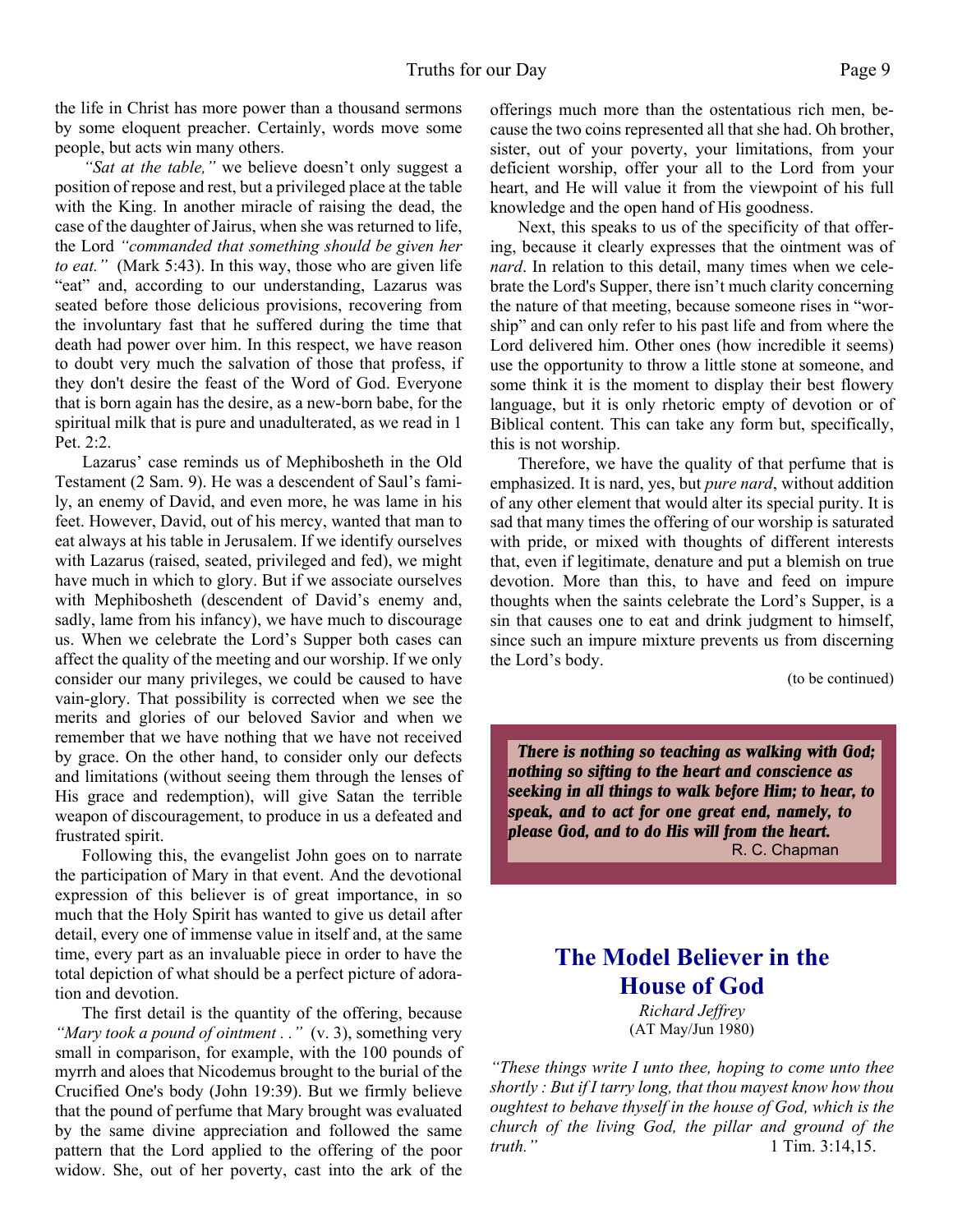the life in Christ has more power than a thousand sermons by some eloquent preacher. Certainly, words move some people, but acts win many others.

*"Sat at the table,"* we believe doesn't only suggest a position of repose and rest, but a privileged place at the table with the King. In another miracle of raising the dead, the case of the daughter of Jairus, when she was returned to life, the Lord *"commanded that something should be given her to eat."* (Mark 5:43). In this way, those who are given life "eat" and, according to our understanding, Lazarus was seated before those delicious provisions, recovering from the involuntary fast that he suffered during the time that death had power over him. In this respect, we have reason to doubt very much the salvation of those that profess, if they don't desire the feast of the Word of God. Everyone that is born again has the desire, as a new-born babe, for the spiritual milk that is pure and unadulterated, as we read in 1 Pet. 2:2.

Lazarus' case reminds us of Mephibosheth in the Old Testament (2 Sam. 9). He was a descendent of Saul's family, an enemy of David, and even more, he was lame in his feet. However, David, out of his mercy, wanted that man to eat always at his table in Jerusalem. If we identify ourselves with Lazarus (raised, seated, privileged and fed), we might have much in which to glory. But if we associate ourselves with Mephibosheth (descendent of David's enemy and, sadly, lame from his infancy), we have much to discourage us. When we celebrate the Lord's Supper both cases can affect the quality of the meeting and our worship. If we only consider our many privileges, we could be caused to have vain-glory. That possibility is corrected when we see the merits and glories of our beloved Savior and when we remember that we have nothing that we have not received by grace. On the other hand, to consider only our defects and limitations (without seeing them through the lenses of His grace and redemption), will give Satan the terrible weapon of discouragement, to produce in us a defeated and frustrated spirit.

Following this, the evangelist John goes on to narrate the participation of Mary in that event. And the devotional expression of this believer is of great importance, in so much that the Holy Spirit has wanted to give us detail after detail, every one of immense value in itself and, at the same time, every part as an invaluable piece in order to have the total depiction of what should be a perfect picture of adoration and devotion.

The first detail is the quantity of the offering, because *"Mary took a pound of ointment . ."* (v. 3), something very small in comparison, for example, with the 100 pounds of myrrh and aloes that Nicodemus brought to the burial of the Crucified One's body (John 19:39). But we firmly believe that the pound of perfume that Mary brought was evaluated by the same divine appreciation and followed the same pattern that the Lord applied to the offering of the poor widow. She, out of her poverty, cast into the ark of the offerings much more than the ostentatious rich men, because the two coins represented all that she had. Oh brother, sister, out of your poverty, your limitations, from your deficient worship, offer your all to the Lord from your heart, and He will value it from the viewpoint of his full knowledge and the open hand of His goodness.

Next, this speaks to us of the specificity of that offering, because it clearly expresses that the ointment was of *nard*. In relation to this detail, many times when we celebrate the Lord's Supper, there isn't much clarity concerning the nature of that meeting, because someone rises in "worship" and can only refer to his past life and from where the Lord delivered him. Other ones (how incredible it seems) use the opportunity to throw a little stone at someone, and some think it is the moment to display their best flowery language, but it is only rhetoric empty of devotion or of Biblical content. This can take any form but, specifically, this is not worship.

Therefore, we have the quality of that perfume that is emphasized. It is nard, yes, but *pure nard*, without addition of any other element that would alter its special purity. It is sad that many times the offering of our worship is saturated with pride, or mixed with thoughts of different interests that, even if legitimate, denature and put a blemish on true devotion. More than this, to have and feed on impure thoughts when the saints celebrate the Lord's Supper, is a sin that causes one to eat and drink judgment to himself, since such an impure mixture prevents us from discerning the Lord's body.

(to be continued)

> ***There is nothing so teaching as walking with God; nothing so sifting to the heart and conscience as seeking in all things to walk before Him; to hear, to speak, and to act for one great end, namely, to please God, and to do His will from the heart.***
> R. C. Chapman

## The Model Believer in the House of God

*Richard Jeffrey*
(AT May/Jun 1980)

*"These things write I unto thee, hoping to come unto thee shortly : But if I tarry long, that thou mayest know how thou oughtest to behave thyself in the house of God, which is the church of the living God, the pillar and ground of the truth."* 1 Tim. 3:14,15.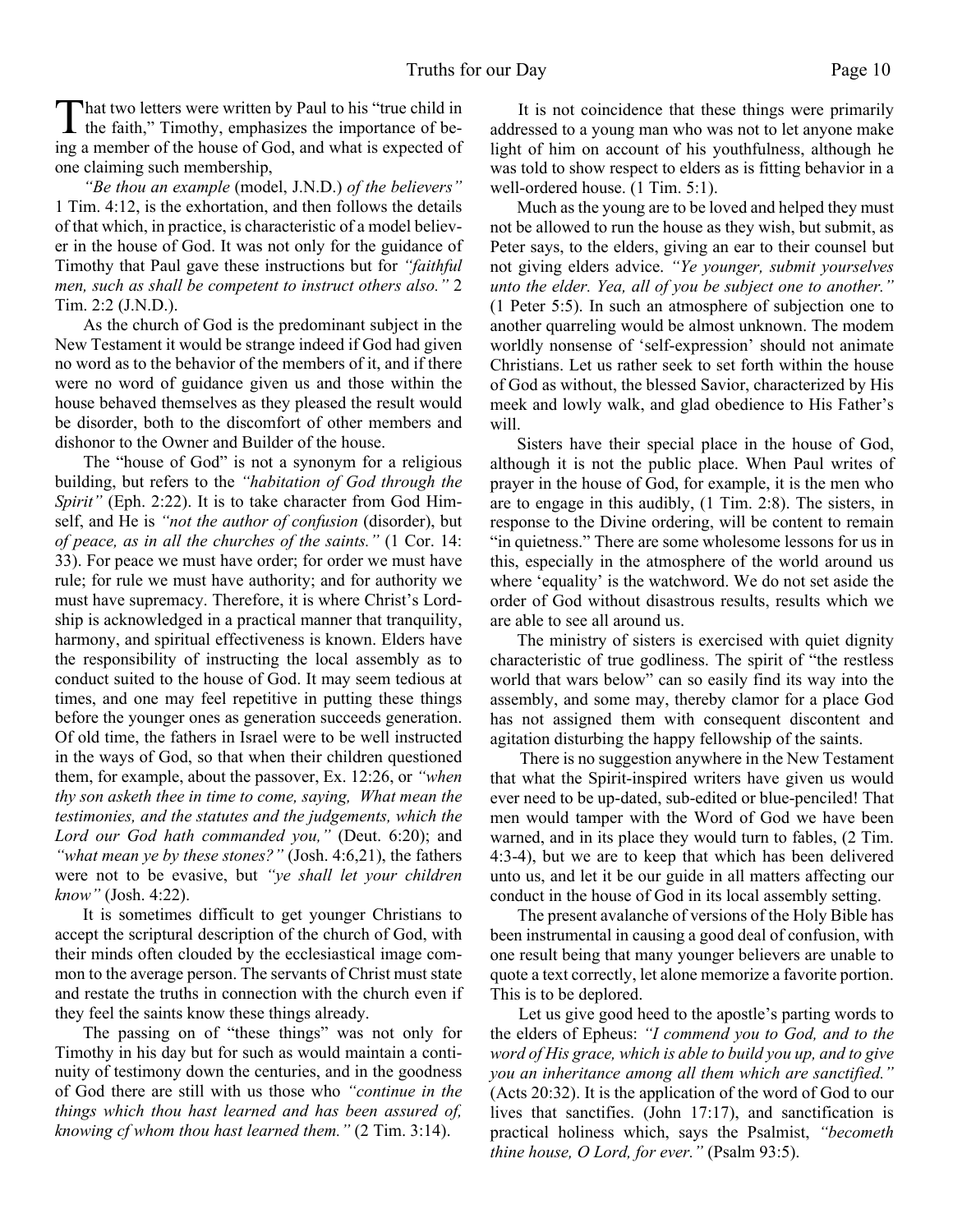That two letters were written by Paul to his "true child in the faith," Timothy, emphasizes the importance of being a member of the house of God, and what is expected of one claiming such membership,

*"Be thou an example* (model, J.N.D.) *of the believers"* 1 Tim. 4:12, is the exhortation, and then follows the details of that which, in practice, is characteristic of a model believer in the house of God. It was not only for the guidance of Timothy that Paul gave these instructions but for *"faithful men, such as shall be competent to instruct others also."* 2 Tim. 2:2 (J.N.D.).

As the church of God is the predominant subject in the New Testament it would be strange indeed if God had given no word as to the behavior of the members of it, and if there were no word of guidance given us and those within the house behaved themselves as they pleased the result would be disorder, both to the discomfort of other members and dishonor to the Owner and Builder of the house.

The "house of God" is not a synonym for a religious building, but refers to the *"habitation of God through the Spirit"* (Eph. 2:22). It is to take character from God Himself, and He is *"not the author of confusion* (disorder), but *of peace, as in all the churches of the saints."* (1 Cor. 14: 33). For peace we must have order; for order we must have rule; for rule we must have authority; and for authority we must have supremacy. Therefore, it is where Christ's Lordship is acknowledged in a practical manner that tranquility, harmony, and spiritual effectiveness is known. Elders have the responsibility of instructing the local assembly as to conduct suited to the house of God. It may seem tedious at times, and one may feel repetitive in putting these things before the younger ones as generation succeeds generation. Of old time, the fathers in Israel were to be well instructed in the ways of God, so that when their children questioned them, for example, about the passover, Ex. 12:26, or *"when thy son asketh thee in time to come, saying, What mean the testimonies, and the statutes and the judgements, which the Lord our God hath commanded you,"* (Deut. 6:20); and *"what mean ye by these stones?"* (Josh. 4:6,21), the fathers were not to be evasive, but *"ye shall let your children know"* (Josh. 4:22).

It is sometimes difficult to get younger Christians to accept the scriptural description of the church of God, with their minds often clouded by the ecclesiastical image common to the average person. The servants of Christ must state and restate the truths in connection with the church even if they feel the saints know these things already.

The passing on of "these things" was not only for Timothy in his day but for such as would maintain a continuity of testimony down the centuries, and in the goodness of God there are still with us those who *"continue in the things which thou hast learned and has been assured of, knowing cf whom thou hast learned them."* (2 Tim. 3:14).

It is not coincidence that these things were primarily addressed to a young man who was not to let anyone make light of him on account of his youthfulness, although he was told to show respect to elders as is fitting behavior in a well-ordered house. (1 Tim. 5:1).

Much as the young are to be loved and helped they must not be allowed to run the house as they wish, but submit, as Peter says, to the elders, giving an ear to their counsel but not giving elders advice. *"Ye younger, submit yourselves unto the elder. Yea, all of you be subject one to another."* (1 Peter 5:5). In such an atmosphere of subjection one to another quarreling would be almost unknown. The modem worldly nonsense of 'self-expression' should not animate Christians. Let us rather seek to set forth within the house of God as without, the blessed Savior, characterized by His meek and lowly walk, and glad obedience to His Father's will.

Sisters have their special place in the house of God, although it is not the public place. When Paul writes of prayer in the house of God, for example, it is the men who are to engage in this audibly, (1 Tim. 2:8). The sisters, in response to the Divine ordering, will be content to remain "in quietness." There are some wholesome lessons for us in this, especially in the atmosphere of the world around us where 'equality' is the watchword. We do not set aside the order of God without disastrous results, results which we are able to see all around us.

The ministry of sisters is exercised with quiet dignity characteristic of true godliness. The spirit of "the restless world that wars below" can so easily find its way into the assembly, and some may, thereby clamor for a place God has not assigned them with consequent discontent and agitation disturbing the happy fellowship of the saints.

There is no suggestion anywhere in the New Testament that what the Spirit-inspired writers have given us would ever need to be up-dated, sub-edited or blue-penciled! That men would tamper with the Word of God we have been warned, and in its place they would turn to fables, (2 Tim. 4:3-4), but we are to keep that which has been delivered unto us, and let it be our guide in all matters affecting our conduct in the house of God in its local assembly setting.

The present avalanche of versions of the Holy Bible has been instrumental in causing a good deal of confusion, with one result being that many younger believers are unable to quote a text correctly, let alone memorize a favorite portion. This is to be deplored.

Let us give good heed to the apostle's parting words to the elders of Epheus: *"I commend you to God, and to the word of His grace, which is able to build you up, and to give you an inheritance among all them which are sanctified."* (Acts 20:32). It is the application of the word of God to our lives that sanctifies. (John 17:17), and sanctification is practical holiness which, says the Psalmist, *"becometh thine house, O Lord, for ever."* (Psalm 93:5).